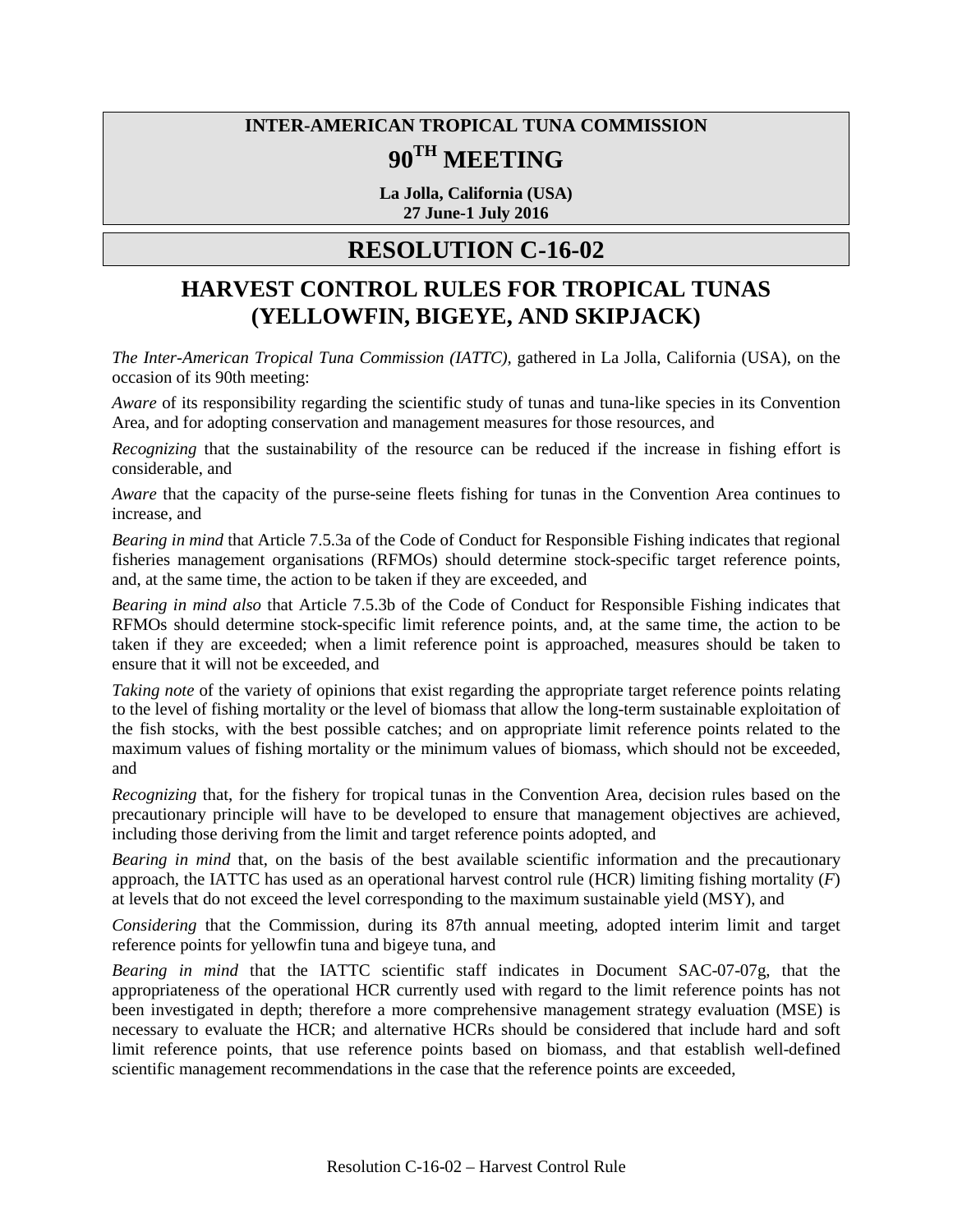**INTER-AMERICAN TROPICAL TUNA COMMISSION**

# 90TH MEETING

**La Jolla, California (USA)**
**27 June-1 July 2016**

# RESOLUTION C-16-02

## HARVEST CONTROL RULES FOR TROPICAL TUNAS (YELLOWFIN, BIGEYE, AND SKIPJACK)

*The Inter-American Tropical Tuna Commission (IATTC),* gathered in La Jolla, California (USA), on the occasion of its 90th meeting:

*Aware* of its responsibility regarding the scientific study of tunas and tuna-like species in its Convention Area, and for adopting conservation and management measures for those resources, and

*Recognizing* that the sustainability of the resource can be reduced if the increase in fishing effort is considerable, and

*Aware* that the capacity of the purse-seine fleets fishing for tunas in the Convention Area continues to increase, and

*Bearing in mind* that Article 7.5.3a of the Code of Conduct for Responsible Fishing indicates that regional fisheries management organisations (RFMOs) should determine stock-specific target reference points, and, at the same time, the action to be taken if they are exceeded, and

*Bearing in mind also* that Article 7.5.3b of the Code of Conduct for Responsible Fishing indicates that RFMOs should determine stock-specific limit reference points, and, at the same time, the action to be taken if they are exceeded; when a limit reference point is approached, measures should be taken to ensure that it will not be exceeded, and

*Taking note* of the variety of opinions that exist regarding the appropriate target reference points relating to the level of fishing mortality or the level of biomass that allow the long-term sustainable exploitation of the fish stocks, with the best possible catches; and on appropriate limit reference points related to the maximum values of fishing mortality or the minimum values of biomass, which should not be exceeded, and

*Recognizing* that, for the fishery for tropical tunas in the Convention Area, decision rules based on the precautionary principle will have to be developed to ensure that management objectives are achieved, including those deriving from the limit and target reference points adopted, and

*Bearing in mind* that, on the basis of the best available scientific information and the precautionary approach, the IATTC has used as an operational harvest control rule (HCR) limiting fishing mortality ($F$) at levels that do not exceed the level corresponding to the maximum sustainable yield (MSY), and

*Considering* that the Commission, during its 87th annual meeting, adopted interim limit and target reference points for yellowfin tuna and bigeye tuna, and

*Bearing in mind* that the IATTC scientific staff indicates in Document SAC-07-07g, that the appropriateness of the operational HCR currently used with regard to the limit reference points has not been investigated in depth; therefore a more comprehensive management strategy evaluation (MSE) is necessary to evaluate the HCR; and alternative HCRs should be considered that include hard and soft limit reference points, that use reference points based on biomass, and that establish well-defined scientific management recommendations in the case that the reference points are exceeded,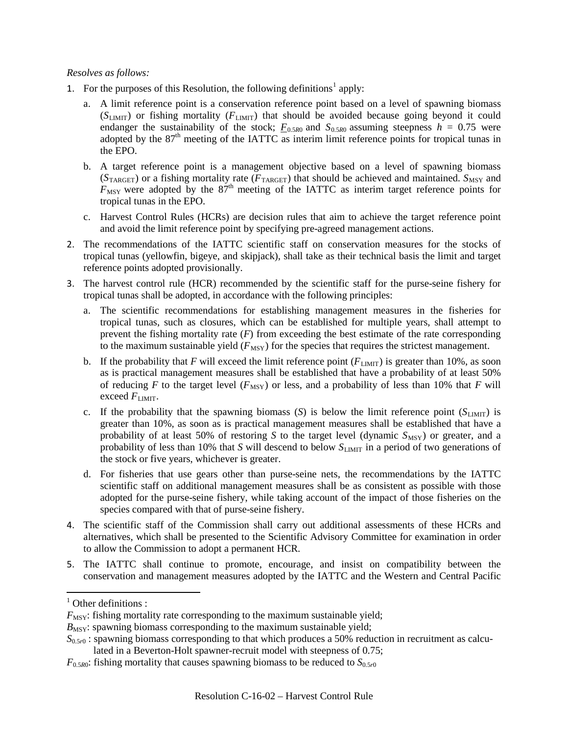*Resolves as follows:*

1. For the purposes of this Resolution, the following definitions[1] apply:
   a. A limit reference point is a conservation reference point based on a level of spawning biomass ($S_{\text{LIMIT}}$) or fishing mortality ($F_{\text{LIMIT}}$) that should be avoided because going beyond it could endanger the sustainability of the stock; $F_{0.5R0}$ and $S_{0.5R0}$ assuming steepness $h = 0.75$ were adopted by the 87th meeting of the IATTC as interim limit reference points for tropical tunas in the EPO.
   b. A target reference point is a management objective based on a level of spawning biomass ($S_{\text{TARGET}}$) or a fishing mortality rate ($F_{\text{TARGET}}$) that should be achieved and maintained. $S_{\text{MSY}}$ and $F_{\text{MSY}}$ were adopted by the 87th meeting of the IATTC as interim target reference points for tropical tunas in the EPO.
   c. Harvest Control Rules (HCRs) are decision rules that aim to achieve the target reference point and avoid the limit reference point by specifying pre-agreed management actions.
2. The recommendations of the IATTC scientific staff on conservation measures for the stocks of tropical tunas (yellowfin, bigeye, and skipjack), shall take as their technical basis the limit and target reference points adopted provisionally.
3. The harvest control rule (HCR) recommended by the scientific staff for the purse-seine fishery for tropical tunas shall be adopted, in accordance with the following principles:
   a. The scientific recommendations for establishing management measures in the fisheries for tropical tunas, such as closures, which can be established for multiple years, shall attempt to prevent the fishing mortality rate ($F$) from exceeding the best estimate of the rate corresponding to the maximum sustainable yield ($F_{\text{MSY}}$) for the species that requires the strictest management.
   b. If the probability that $F$ will exceed the limit reference point ($F_{\text{LIMIT}}$) is greater than 10%, as soon as is practical management measures shall be established that have a probability of at least 50% of reducing $F$ to the target level ($F_{\text{MSY}}$) or less, and a probability of less than 10% that $F$ will exceed $F_{\text{LIMIT}}$.
   c. If the probability that the spawning biomass ($S$) is below the limit reference point ($S_{\text{LIMIT}}$) is greater than 10%, as soon as is practical management measures shall be established that have a probability of at least 50% of restoring $S$ to the target level (dynamic $S_{\text{MSY}}$) or greater, and a probability of less than 10% that $S$ will descend to below $S_{\text{LIMIT}}$ in a period of two generations of the stock or five years, whichever is greater.
   d. For fisheries that use gears other than purse-seine nets, the recommendations by the IATTC scientific staff on additional management measures shall be as consistent as possible with those adopted for the purse-seine fishery, while taking account of the impact of those fisheries on the species compared with that of purse-seine fishery.
4. The scientific staff of the Commission shall carry out additional assessments of these HCRs and alternatives, which shall be presented to the Scientific Advisory Committee for examination in order to allow the Commission to adopt a permanent HCR.
5. The IATTC shall continue to promote, encourage, and insist on compatibility between the conservation and management measures adopted by the IATTC and the Western and Central Pacific

---

[1] Other definitions :

$F_{\text{MSY}}$: fishing mortality rate corresponding to the maximum sustainable yield;

$B_{\text{MSY}}$: spawning biomass corresponding to the maximum sustainable yield;

$S_{0.5r0}$ : spawning biomass corresponding to that which produces a 50% reduction in recruitment as calculated in a Beverton-Holt spawner-recruit model with steepness of 0.75;

$F_{0.5R0}$: fishing mortality that causes spawning biomass to be reduced to $S_{0.5r0}$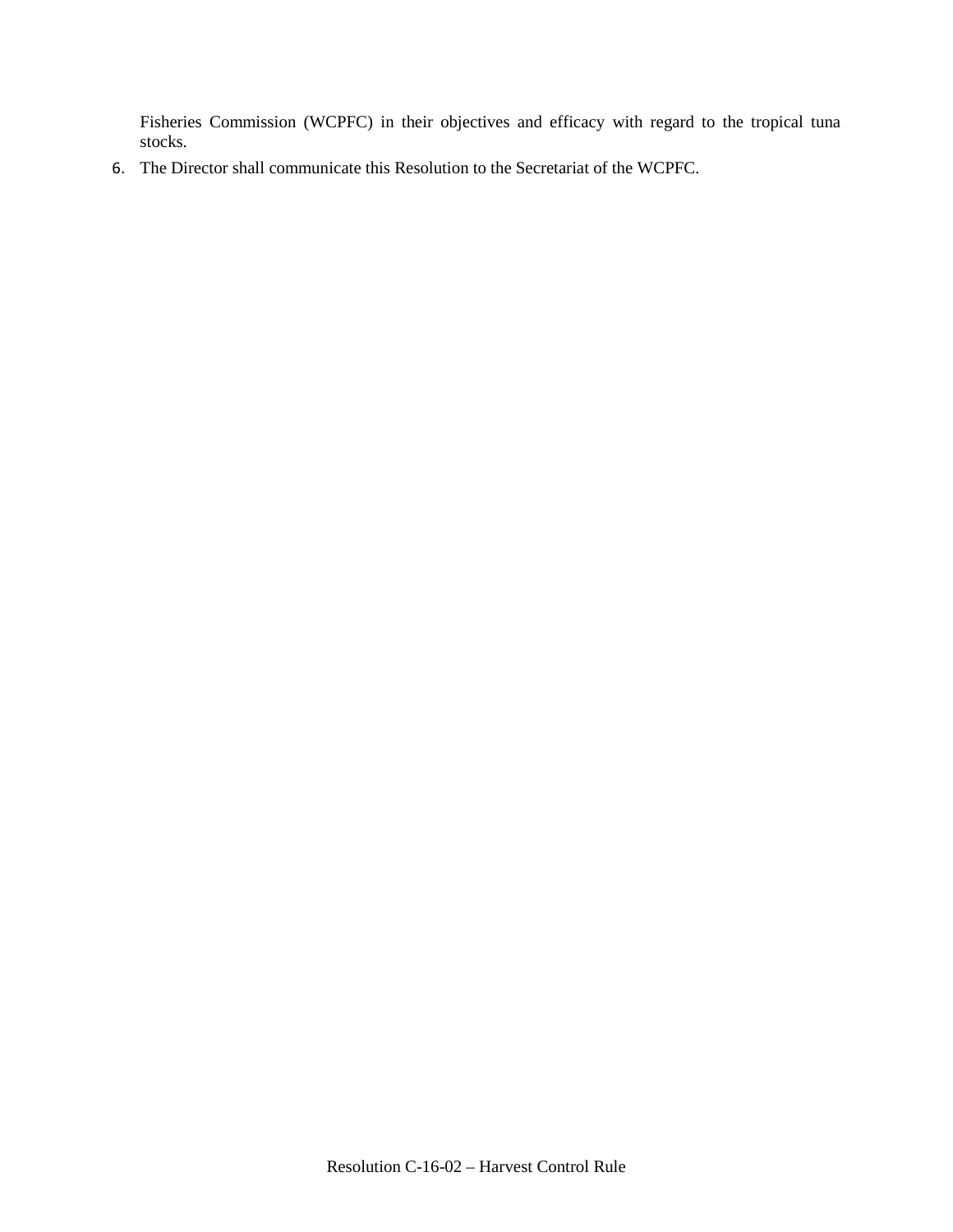Fisheries Commission (WCPFC) in their objectives and efficacy with regard to the tropical tuna stocks.

6. The Director shall communicate this Resolution to the Secretariat of the WCPFC.